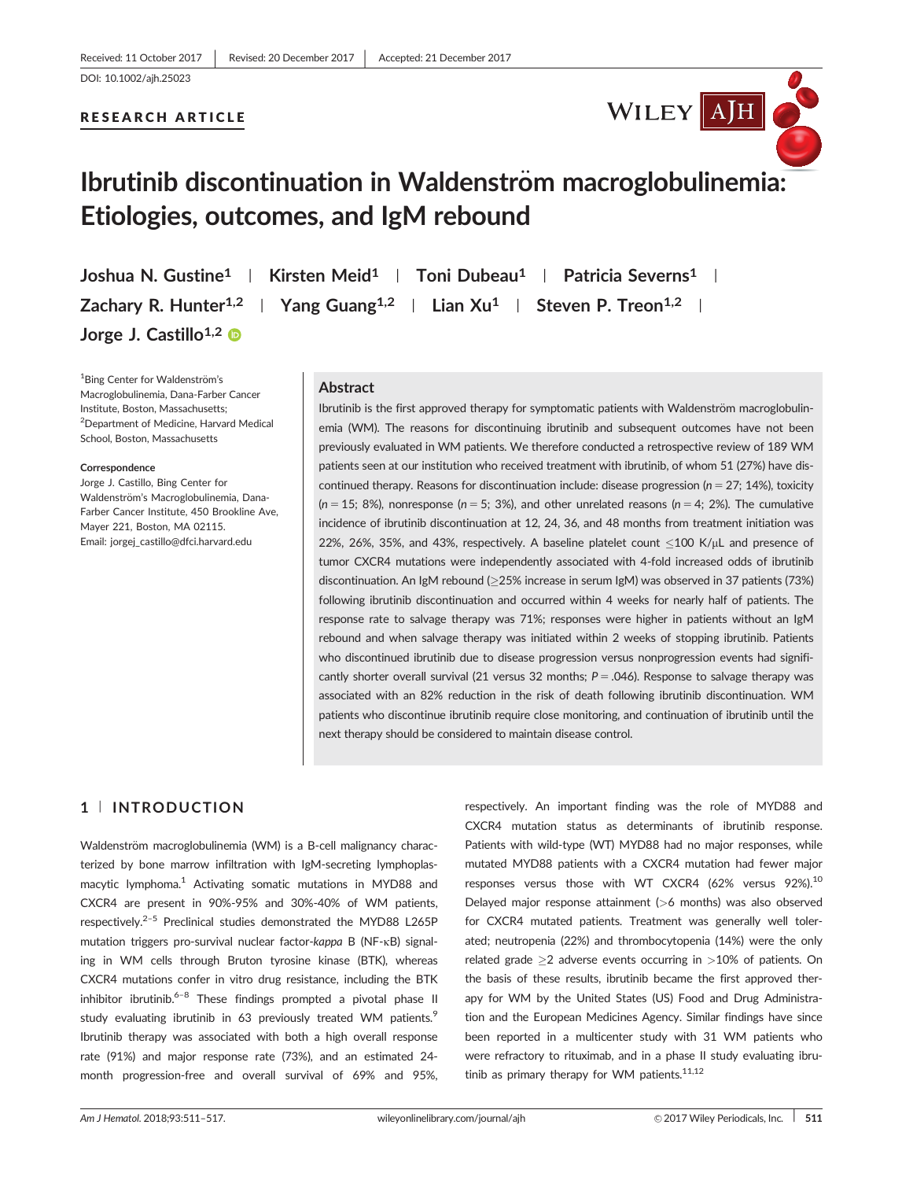Received: 11 October 2017 | Revised: 20 December 2017 | Accepted: 21 December 2017

DOI: 10.1002/ajh.25023

RESEARCH ARTICLE

# Ibrutinib discontinuation in Waldenström macroglobulinemia: Etiologies, outcomes, and IgM rebound

Joshua N. Gustine[1] | Kirsten Meid[1] | Toni Dubeau[1] | Patricia Severns[1] | Zachary R. Hunter[1,2] | Yang Guang[1,2] | Lian Xu[1] | Steven P. Treon[1,2] | Jorge J. Castillo[1,2]

[1]Bing Center for Waldenström's Macroglobulinemia, Dana-Farber Cancer Institute, Boston, Massachusetts; [2]Department of Medicine, Harvard Medical School, Boston, Massachusetts

**Correspondence**
Jorge J. Castillo, Bing Center for Waldenström's Macroglobulinemia, Dana-Farber Cancer Institute, 450 Brookline Ave, Mayer 221, Boston, MA 02115.
Email: jorgej_castillo@dfci.harvard.edu

## Abstract

Ibrutinib is the first approved therapy for symptomatic patients with Waldenström macroglobulinemia (WM). The reasons for discontinuing ibrutinib and subsequent outcomes have not been previously evaluated in WM patients. We therefore conducted a retrospective review of 189 WM patients seen at our institution who received treatment with ibrutinib, of whom 51 (27%) have discontinued therapy. Reasons for discontinuation include: disease progression ($n = 27$; 14%), toxicity ($n = 15$; 8%), nonresponse ($n = 5$; 3%), and other unrelated reasons ($n = 4$; 2%). The cumulative incidence of ibrutinib discontinuation at 12, 24, 36, and 48 months from treatment initiation was 22%, 26%, 35%, and 43%, respectively. A baseline platelet count ≤100 K/μL and presence of tumor CXCR4 mutations were independently associated with 4-fold increased odds of ibrutinib discontinuation. An IgM rebound (≥25% increase in serum IgM) was observed in 37 patients (73%) following ibrutinib discontinuation and occurred within 4 weeks for nearly half of patients. The response rate to salvage therapy was 71%; responses were higher in patients without an IgM rebound and when salvage therapy was initiated within 2 weeks of stopping ibrutinib. Patients who discontinued ibrutinib due to disease progression versus nonprogression events had significantly shorter overall survival (21 versus 32 months; $P = .046$). Response to salvage therapy was associated with an 82% reduction in the risk of death following ibrutinib discontinuation. WM patients who discontinue ibrutinib require close monitoring, and continuation of ibrutinib until the next therapy should be considered to maintain disease control.

## 1 | INTRODUCTION

Waldenström macroglobulinemia (WM) is a B-cell malignancy characterized by bone marrow infiltration with IgM-secreting lymphoplasmacytic lymphoma.[1] Activating somatic mutations in MYD88 and CXCR4 are present in 90%-95% and 30%-40% of WM patients, respectively.[2–5] Preclinical studies demonstrated the MYD88 L265P mutation triggers pro-survival nuclear factor-*kappa* B (NF-κB) signaling in WM cells through Bruton tyrosine kinase (BTK), whereas CXCR4 mutations confer in vitro drug resistance, including the BTK inhibitor ibrutinib.[6–8] These findings prompted a pivotal phase II study evaluating ibrutinib in 63 previously treated WM patients.[9] Ibrutinib therapy was associated with both a high overall response rate (91%) and major response rate (73%), and an estimated 24-month progression-free and overall survival of 69% and 95%, respectively. An important finding was the role of MYD88 and CXCR4 mutation status as determinants of ibrutinib response. Patients with wild-type (WT) MYD88 had no major responses, while mutated MYD88 patients with a CXCR4 mutation had fewer major responses versus those with WT CXCR4 (62% versus 92%).[10] Delayed major response attainment (>6 months) was also observed for CXCR4 mutated patients. Treatment was generally well tolerated; neutropenia (22%) and thrombocytopenia (14%) were the only related grade ≥2 adverse events occurring in >10% of patients. On the basis of these results, ibrutinib became the first approved therapy for WM by the United States (US) Food and Drug Administration and the European Medicines Agency. Similar findings have since been reported in a multicenter study with 31 WM patients who were refractory to rituximab, and in a phase II study evaluating ibrutinib as primary therapy for WM patients.[11,12]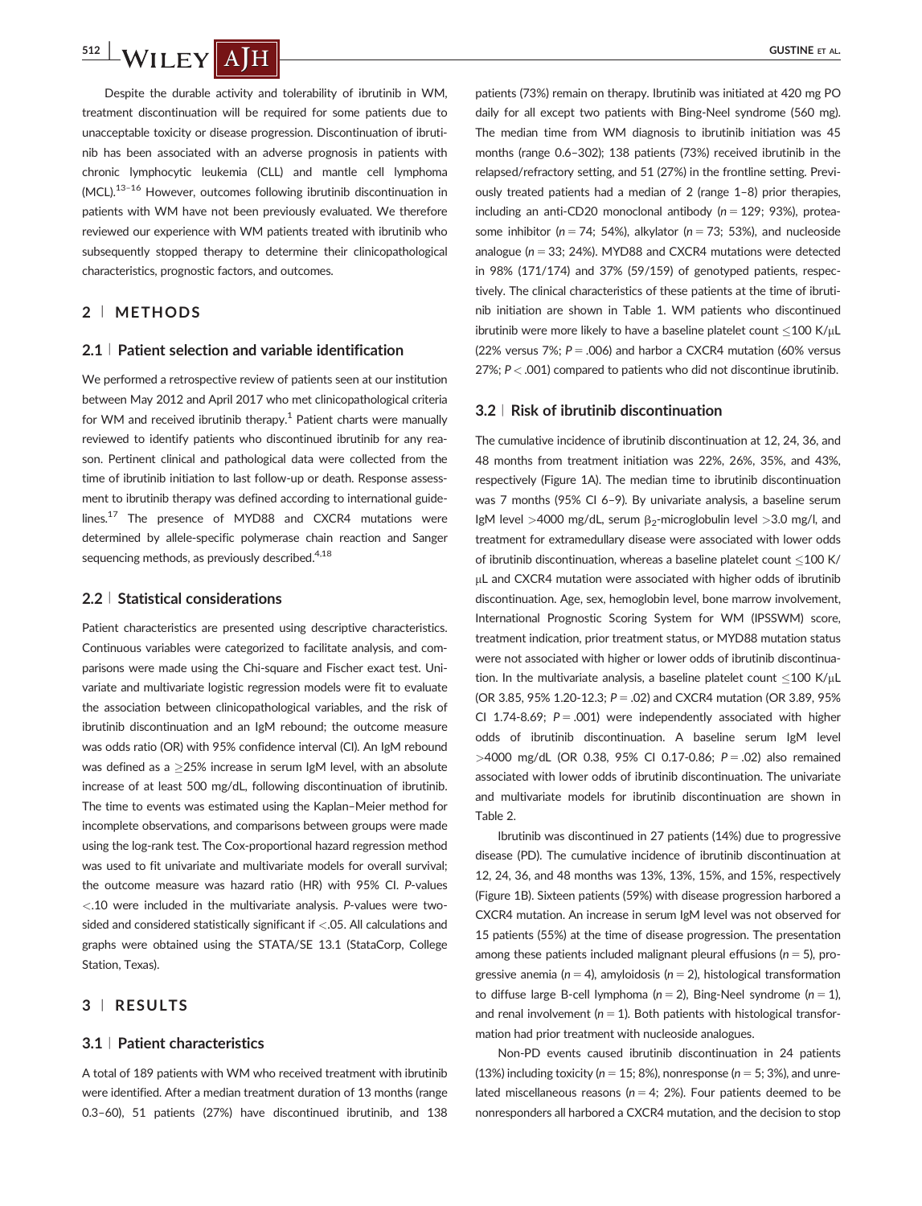Despite the durable activity and tolerability of ibrutinib in WM, treatment discontinuation will be required for some patients due to unacceptable toxicity or disease progression. Discontinuation of ibrutinib has been associated with an adverse prognosis in patients with chronic lymphocytic leukemia (CLL) and mantle cell lymphoma (MCL).[13–16] However, outcomes following ibrutinib discontinuation in patients with WM have not been previously evaluated. We therefore reviewed our experience with WM patients treated with ibrutinib who subsequently stopped therapy to determine their clinicopathological characteristics, prognostic factors, and outcomes.

## 2 | METHODS

### 2.1 | Patient selection and variable identification

We performed a retrospective review of patients seen at our institution between May 2012 and April 2017 who met clinicopathological criteria for WM and received ibrutinib therapy.[1] Patient charts were manually reviewed to identify patients who discontinued ibrutinib for any reason. Pertinent clinical and pathological data were collected from the time of ibrutinib initiation to last follow-up or death. Response assessment to ibrutinib therapy was defined according to international guidelines.[17] The presence of MYD88 and CXCR4 mutations were determined by allele-specific polymerase chain reaction and Sanger sequencing methods, as previously described.[4,18]

### 2.2 | Statistical considerations

Patient characteristics are presented using descriptive characteristics. Continuous variables were categorized to facilitate analysis, and comparisons were made using the Chi-square and Fischer exact test. Univariate and multivariate logistic regression models were fit to evaluate the association between clinicopathological variables, and the risk of ibrutinib discontinuation and an IgM rebound; the outcome measure was odds ratio (OR) with 95% confidence interval (CI). An IgM rebound was defined as a ≥25% increase in serum IgM level, with an absolute increase of at least 500 mg/dL, following discontinuation of ibrutinib. The time to events was estimated using the Kaplan–Meier method for incomplete observations, and comparisons between groups were made using the log-rank test. The Cox-proportional hazard regression method was used to fit univariate and multivariate models for overall survival; the outcome measure was hazard ratio (HR) with 95% CI. *P*-values <.10 were included in the multivariate analysis. *P*-values were two-sided and considered statistically significant if <.05. All calculations and graphs were obtained using the STATA/SE 13.1 (StataCorp, College Station, Texas).

## 3 | RESULTS

### 3.1 | Patient characteristics

A total of 189 patients with WM who received treatment with ibrutinib were identified. After a median treatment duration of 13 months (range 0.3–60), 51 patients (27%) have discontinued ibrutinib, and 138 patients (73%) remain on therapy. Ibrutinib was initiated at 420 mg PO daily for all except two patients with Bing-Neel syndrome (560 mg). The median time from WM diagnosis to ibrutinib initiation was 45 months (range 0.6–302); 138 patients (73%) received ibrutinib in the relapsed/refractory setting, and 51 (27%) in the frontline setting. Previously treated patients had a median of 2 (range 1–8) prior therapies, including an anti-CD20 monoclonal antibody (*n* = 129; 93%), proteasome inhibitor (*n* = 74; 54%), alkylator (*n* = 73; 53%), and nucleoside analogue (*n* = 33; 24%). MYD88 and CXCR4 mutations were detected in 98% (171/174) and 37% (59/159) of genotyped patients, respectively. The clinical characteristics of these patients at the time of ibrutinib initiation are shown in Table 1. WM patients who discontinued ibrutinib were more likely to have a baseline platelet count ≤100 K/μL (22% versus 7%; *P* = .006) and harbor a CXCR4 mutation (60% versus 27%; *P* < .001) compared to patients who did not discontinue ibrutinib.

### 3.2 | Risk of ibrutinib discontinuation

The cumulative incidence of ibrutinib discontinuation at 12, 24, 36, and 48 months from treatment initiation was 22%, 26%, 35%, and 43%, respectively (Figure 1A). The median time to ibrutinib discontinuation was 7 months (95% CI 6–9). By univariate analysis, a baseline serum IgM level >4000 mg/dL, serum $\beta_2$-microglobulin level >3.0 mg/l, and treatment for extramedullary disease were associated with lower odds of ibrutinib discontinuation, whereas a baseline platelet count ≤100 K/μL and CXCR4 mutation were associated with higher odds of ibrutinib discontinuation. Age, sex, hemoglobin level, bone marrow involvement, International Prognostic Scoring System for WM (IPSSWM) score, treatment indication, prior treatment status, or MYD88 mutation status were not associated with higher or lower odds of ibrutinib discontinuation. In the multivariate analysis, a baseline platelet count ≤100 K/μL (OR 3.85, 95% 1.20-12.3; *P* = .02) and CXCR4 mutation (OR 3.89, 95% CI 1.74-8.69; *P* = .001) were independently associated with higher odds of ibrutinib discontinuation. A baseline serum IgM level >4000 mg/dL (OR 0.38, 95% CI 0.17-0.86; *P* = .02) also remained associated with lower odds of ibrutinib discontinuation. The univariate and multivariate models for ibrutinib discontinuation are shown in Table 2.

Ibrutinib was discontinued in 27 patients (14%) due to progressive disease (PD). The cumulative incidence of ibrutinib discontinuation at 12, 24, 36, and 48 months was 13%, 13%, 15%, and 15%, respectively (Figure 1B). Sixteen patients (59%) with disease progression harbored a CXCR4 mutation. An increase in serum IgM level was not observed for 15 patients (55%) at the time of disease progression. The presentation among these patients included malignant pleural effusions (*n* = 5), progressive anemia (*n* = 4), amyloidosis (*n* = 2), histological transformation to diffuse large B-cell lymphoma (*n* = 2), Bing-Neel syndrome (*n* = 1), and renal involvement (*n* = 1). Both patients with histological transformation had prior treatment with nucleoside analogues.

Non-PD events caused ibrutinib discontinuation in 24 patients (13%) including toxicity (*n* = 15; 8%), nonresponse (*n* = 5; 3%), and unrelated miscellaneous reasons (*n* = 4; 2%). Four patients deemed to be nonresponders all harbored a CXCR4 mutation, and the decision to stop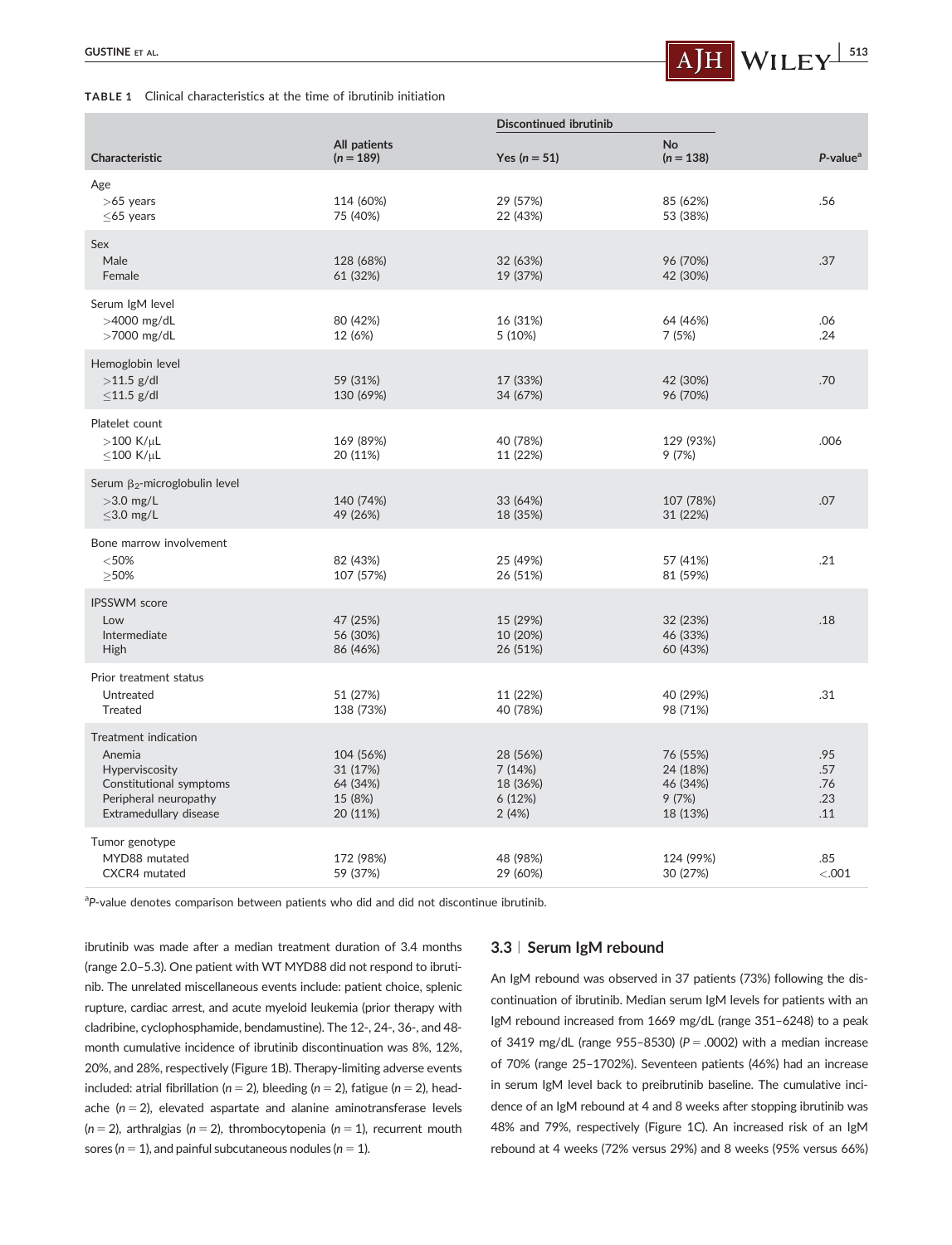**TABLE 1** Clinical characteristics at the time of ibrutinib initiation

| Characteristic | All patients (*n* = 189) | Discontinued ibrutinib Yes (*n* = 51) | No (*n* = 138) | *P*-value[a] |
|---|---|---|---|---|
| **Age** | | | | |
| >65 years | 114 (60%) | 29 (57%) | 85 (62%) | .56 |
| ≤65 years | 75 (40%) | 22 (43%) | 53 (38%) | |
| **Sex** | | | | |
| Male | 128 (68%) | 32 (63%) | 96 (70%) | .37 |
| Female | 61 (32%) | 19 (37%) | 42 (30%) | |
| **Serum IgM level** | | | | |
| >4000 mg/dL | 80 (42%) | 16 (31%) | 64 (46%) | .06 |
| >7000 mg/dL | 12 (6%) | 5 (10%) | 7 (5%) | .24 |
| **Hemoglobin level** | | | | |
| >11.5 g/dl | 59 (31%) | 17 (33%) | 42 (30%) | .70 |
| ≤11.5 g/dl | 130 (69%) | 34 (67%) | 96 (70%) | |
| **Platelet count** | | | | |
| >100 K/μL | 169 (89%) | 40 (78%) | 129 (93%) | .006 |
| ≤100 K/μL | 20 (11%) | 11 (22%) | 9 (7%) | |
| **Serum $\beta_2$-microglobulin level** | | | | |
| >3.0 mg/L | 140 (74%) | 33 (64%) | 107 (78%) | .07 |
| ≤3.0 mg/L | 49 (26%) | 18 (35%) | 31 (22%) | |
| **Bone marrow involvement** | | | | |
| <50% | 82 (43%) | 25 (49%) | 57 (41%) | .21 |
| ≥50% | 107 (57%) | 26 (51%) | 81 (59%) | |
| **IPSSWM score** | | | | |
| Low | 47 (25%) | 15 (29%) | 32 (23%) | .18 |
| Intermediate | 56 (30%) | 10 (20%) | 46 (33%) | |
| High | 86 (46%) | 26 (51%) | 60 (43%) | |
| **Prior treatment status** | | | | |
| Untreated | 51 (27%) | 11 (22%) | 40 (29%) | .31 |
| Treated | 138 (73%) | 40 (78%) | 98 (71%) | |
| **Treatment indication** | | | | |
| Anemia | 104 (56%) | 28 (56%) | 76 (55%) | .95 |
| Hyperviscosity | 31 (17%) | 7 (14%) | 24 (18%) | .57 |
| Constitutional symptoms | 64 (34%) | 18 (36%) | 46 (34%) | .76 |
| Peripheral neuropathy | 15 (8%) | 6 (12%) | 9 (7%) | .23 |
| Extramedullary disease | 20 (11%) | 2 (4%) | 18 (13%) | .11 |
| **Tumor genotype** | | | | |
| MYD88 mutated | 172 (98%) | 48 (98%) | 124 (99%) | .85 |
| CXCR4 mutated | 59 (37%) | 29 (60%) | 30 (27%) | <.001 |

[a] *P*-value denotes comparison between patients who did and did not discontinue ibrutinib.

ibrutinib was made after a median treatment duration of 3.4 months (range 2.0–5.3). One patient with WT MYD88 did not respond to ibrutinib. The unrelated miscellaneous events include: patient choice, splenic rupture, cardiac arrest, and acute myeloid leukemia (prior therapy with cladribine, cyclophosphamide, bendamustine). The 12-, 24-, 36-, and 48-month cumulative incidence of ibrutinib discontinuation was 8%, 12%, 20%, and 28%, respectively (Figure 1B). Therapy-limiting adverse events included: atrial fibrillation (*n* = 2), bleeding (*n* = 2), fatigue (*n* = 2), headache (*n* = 2), elevated aspartate and alanine aminotransferase levels (*n* = 2), arthralgias (*n* = 2), thrombocytopenia (*n* = 1), recurrent mouth sores (*n* = 1), and painful subcutaneous nodules (*n* = 1).

### 3.3 | Serum IgM rebound

An IgM rebound was observed in 37 patients (73%) following the discontinuation of ibrutinib. Median serum IgM levels for patients with an IgM rebound increased from 1669 mg/dL (range 351–6248) to a peak of 3419 mg/dL (range 955–8530) (*P* = .0002) with a median increase of 70% (range 25–1702%). Seventeen patients (46%) had an increase in serum IgM level back to preibrutinib baseline. The cumulative incidence of an IgM rebound at 4 and 8 weeks after stopping ibrutinib was 48% and 79%, respectively (Figure 1C). An increased risk of an IgM rebound at 4 weeks (72% versus 29%) and 8 weeks (95% versus 66%)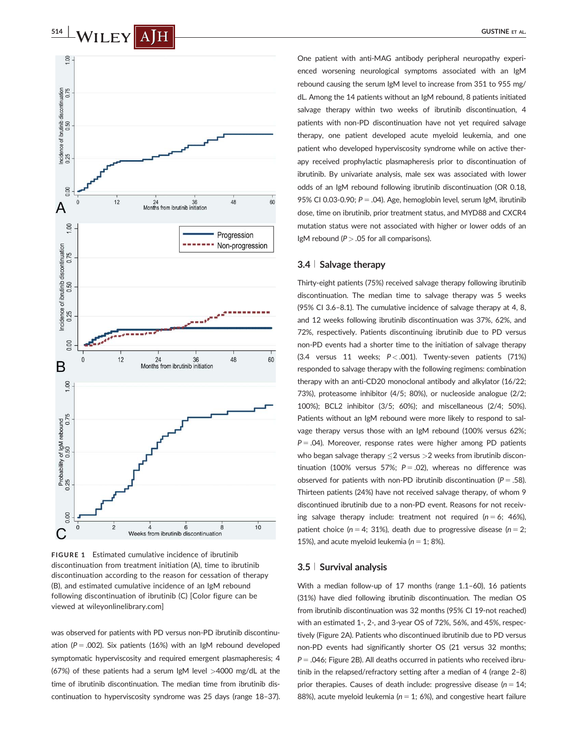FIGURE 1 Estimated cumulative incidence of ibrutinib discontinuation from treatment initiation (A), time to ibrutinib discontinuation according to the reason for cessation of therapy (B), and estimated cumulative incidence of an IgM rebound following discontinuation of ibrutinib (C) [Color figure can be viewed at wileyonlinelibrary.com]

was observed for patients with PD versus non-PD ibrutinib discontinuation ($P = .002$). Six patients (16%) with an IgM rebound developed symptomatic hyperviscosity and required emergent plasmapheresis; 4 (67%) of these patients had a serum IgM level >4000 mg/dL at the time of ibrutinib discontinuation. The median time from ibrutinib discontinuation to hyperviscosity syndrome was 25 days (range 18–37).

One patient with anti-MAG antibody peripheral neuropathy experienced worsening neurological symptoms associated with an IgM rebound causing the serum IgM level to increase from 351 to 955 mg/dL. Among the 14 patients without an IgM rebound, 8 patients initiated salvage therapy within two weeks of ibrutinib discontinuation, 4 patients with non-PD discontinuation have not yet required salvage therapy, one patient developed acute myeloid leukemia, and one patient who developed hyperviscosity syndrome while on active therapy received prophylactic plasmapheresis prior to discontinuation of ibrutinib. By univariate analysis, male sex was associated with lower odds of an IgM rebound following ibrutinib discontinuation (OR 0.18, 95% CI 0.03-0.90; $P = .04$). Age, hemoglobin level, serum IgM, ibrutinib dose, time on ibrutinib, prior treatment status, and MYD88 and CXCR4 mutation status were not associated with higher or lower odds of an IgM rebound ($P > .05$ for all comparisons).

## 3.4 | Salvage therapy

Thirty-eight patients (75%) received salvage therapy following ibrutinib discontinuation. The median time to salvage therapy was 5 weeks (95% CI 3.6–8.1). The cumulative incidence of salvage therapy at 4, 8, and 12 weeks following ibrutinib discontinuation was 37%, 62%, and 72%, respectively. Patients discontinuing ibrutinib due to PD versus non-PD events had a shorter time to the initiation of salvage therapy (3.4 versus 11 weeks; $P < .001$). Twenty-seven patients (71%) responded to salvage therapy with the following regimens: combination therapy with an anti-CD20 monoclonal antibody and alkylator (16/22; 73%), proteasome inhibitor (4/5; 80%), or nucleoside analogue (2/2; 100%); BCL2 inhibitor (3/5; 60%); and miscellaneous (2/4; 50%). Patients without an IgM rebound were more likely to respond to salvage therapy versus those with an IgM rebound (100% versus 62%; $P = .04$). Moreover, response rates were higher among PD patients who began salvage therapy ≤2 versus >2 weeks from ibrutinib discontinuation (100% versus 57%; $P = .02$), whereas no difference was observed for patients with non-PD ibrutinib discontinuation ($P = .58$). Thirteen patients (24%) have not received salvage therapy, of whom 9 discontinued ibrutinib due to a non-PD event. Reasons for not receiving salvage therapy include: treatment not required ($n = 6$; 46%), patient choice ($n = 4$; 31%), death due to progressive disease ($n = 2$; 15%), and acute myeloid leukemia ($n = 1$; 8%).

## 3.5 | Survival analysis

With a median follow-up of 17 months (range 1.1–60), 16 patients (31%) have died following ibrutinib discontinuation. The median OS from ibrutinib discontinuation was 32 months (95% CI 19-not reached) with an estimated 1-, 2-, and 3-year OS of 72%, 56%, and 45%, respectively (Figure 2A). Patients who discontinued ibrutinib due to PD versus non-PD events had significantly shorter OS (21 versus 32 months; $P = .046$; Figure 2B). All deaths occurred in patients who received ibrutinib in the relapsed/refractory setting after a median of 4 (range 2–8) prior therapies. Causes of death include: progressive disease ($n = 14$; 88%), acute myeloid leukemia ($n = 1$; 6%), and congestive heart failure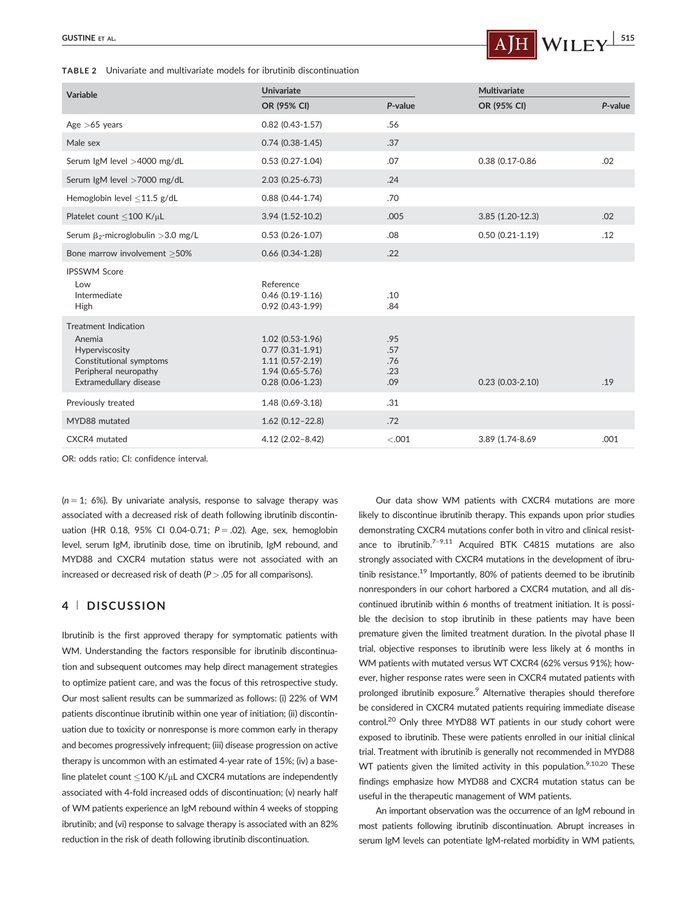**TABLE 2** Univariate and multivariate models for ibrutinib discontinuation

| Variable | Univariate | | Multivariate | |
|---|---|---|---|---|
| | OR (95% CI) | *P*-value | OR (95% CI) | *P*-value |
| Age >65 years | 0.82 (0.43-1.57) | .56 | | |
| Male sex | 0.74 (0.38-1.45) | .37 | | |
| Serum IgM level >4000 mg/dL | 0.53 (0.27-1.04) | .07 | 0.38 (0.17-0.86 | .02 |
| Serum IgM level >7000 mg/dL | 2.03 (0.25-6.73) | .24 | | |
| Hemoglobin level ≤11.5 g/dL | 0.88 (0.44-1.74) | .70 | | |
| Platelet count ≤100 K/μL | 3.94 (1.52-10.2) | .005 | 3.85 (1.20-12.3) | .02 |
| Serum $\beta_2$-microglobulin >3.0 mg/L | 0.53 (0.26-1.07) | .08 | 0.50 (0.21-1.19) | .12 |
| Bone marrow involvement ≥50% | 0.66 (0.34-1.28) | .22 | | |
| IPSSWM Score | | | | |
| Low | Reference | | | |
| Intermediate | 0.46 (0.19-1.16) | .10 | | |
| High | 0.92 (0.43-1.99) | .84 | | |
| Treatment Indication | | | | |
| Anemia | 1.02 (0.53-1.96) | .95 | | |
| Hyperviscosity | 0.77 (0.31-1.91) | .57 | | |
| Constitutional symptoms | 1.11 (0.57-2.19) | .76 | | |
| Peripheral neuropathy | 1.94 (0.65-5.76) | .23 | | |
| Extramedullary disease | 0.28 (0.06-1.23) | .09 | 0.23 (0.03-2.10) | .19 |
| Previously treated | 1.48 (0.69-3.18) | .31 | | |
| MYD88 mutated | 1.62 (0.12–22.8) | .72 | | |
| CXCR4 mutated | 4.12 (2.02–8.42) | <.001 | 3.89 (1.74-8.69 | .001 |

OR: odds ratio; CI: confidence interval.

($n = 1$; 6%). By univariate analysis, response to salvage therapy was associated with a decreased risk of death following ibrutinib discontinuation (HR 0.18, 95% CI 0.04-0.71; $P = .02$). Age, sex, hemoglobin level, serum IgM, ibrutinib dose, time on ibrutinib, IgM rebound, and MYD88 and CXCR4 mutation status were not associated with an increased or decreased risk of death ($P > .05$ for all comparisons).

## 4 | DISCUSSION

Ibrutinib is the first approved therapy for symptomatic patients with WM. Understanding the factors responsible for ibrutinib discontinuation and subsequent outcomes may help direct management strategies to optimize patient care, and was the focus of this retrospective study. Our most salient results can be summarized as follows: (i) 22% of WM patients discontinue ibrutinib within one year of initiation; (ii) discontinuation due to toxicity or nonresponse is more common early in therapy and becomes progressively infrequent; (iii) disease progression on active therapy is uncommon with an estimated 4-year rate of 15%; (iv) a baseline platelet count ≤100 K/μL and CXCR4 mutations are independently associated with 4-fold increased odds of discontinuation; (v) nearly half of WM patients experience an IgM rebound within 4 weeks of stopping ibrutinib; and (vi) response to salvage therapy is associated with an 82% reduction in the risk of death following ibrutinib discontinuation.

Our data show WM patients with CXCR4 mutations are more likely to discontinue ibrutinib therapy. This expands upon prior studies demonstrating CXCR4 mutations confer both in vitro and clinical resistance to ibrutinib.[7–9,11] Acquired BTK C481S mutations are also strongly associated with CXCR4 mutations in the development of ibrutinib resistance.[19] Importantly, 80% of patients deemed to be ibrutinib nonresponders in our cohort harbored a CXCR4 mutation, and all discontinued ibrutinib within 6 months of treatment initiation. It is possible the decision to stop ibrutinib in these patients may have been premature given the limited treatment duration. In the pivotal phase II trial, objective responses to ibrutinib were less likely at 6 months in WM patients with mutated versus WT CXCR4 (62% versus 91%); however, higher response rates were seen in CXCR4 mutated patients with prolonged ibrutinib exposure.[9] Alternative therapies should therefore be considered in CXCR4 mutated patients requiring immediate disease control.[20] Only three MYD88 WT patients in our study cohort were exposed to ibrutinib. These were patients enrolled in our initial clinical trial. Treatment with ibrutinib is generally not recommended in MYD88 WT patients given the limited activity in this population.[9,10,20] These findings emphasize how MYD88 and CXCR4 mutation status can be useful in the therapeutic management of WM patients.

An important observation was the occurrence of an IgM rebound in most patients following ibrutinib discontinuation. Abrupt increases in serum IgM levels can potentiate IgM-related morbidity in WM patients,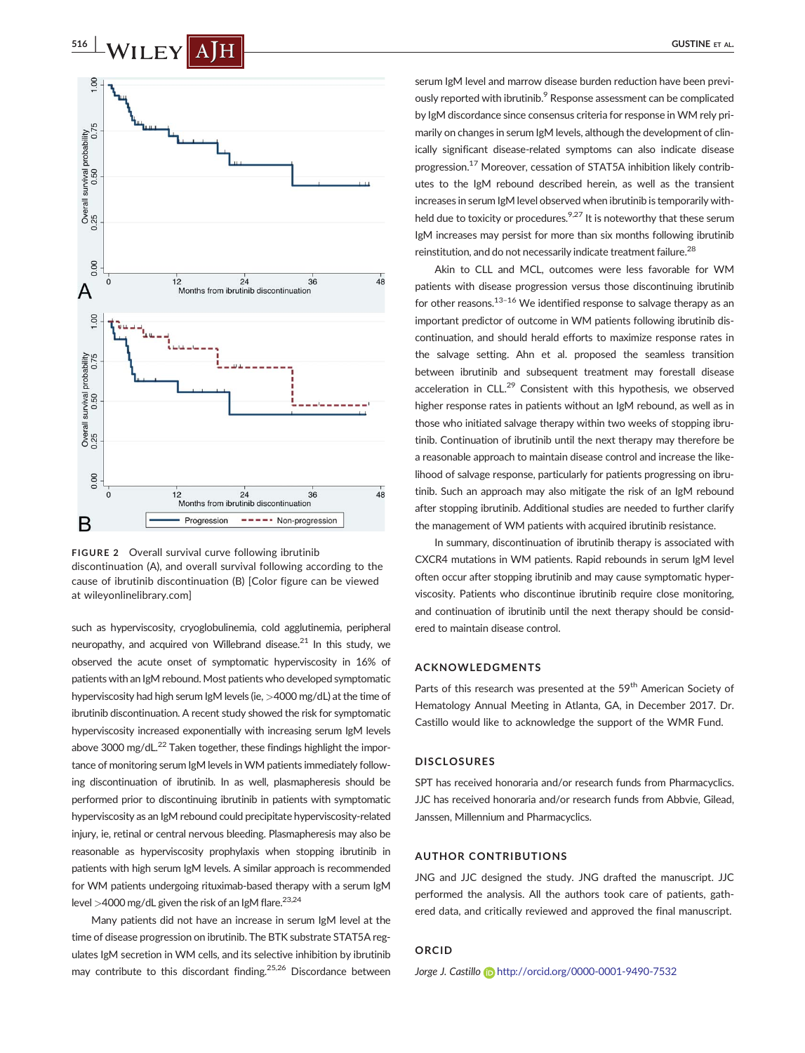FIGURE 2 Overall survival curve following ibrutinib discontinuation (A), and overall survival following according to the cause of ibrutinib discontinuation (B) [Color figure can be viewed at wileyonlinelibrary.com]

such as hyperviscosity, cryoglobulinemia, cold agglutinemia, peripheral neuropathy, and acquired von Willebrand disease.[21] In this study, we observed the acute onset of symptomatic hyperviscosity in 16% of patients with an IgM rebound. Most patients who developed symptomatic hyperviscosity had high serum IgM levels (ie, >4000 mg/dL) at the time of ibrutinib discontinuation. A recent study showed the risk for symptomatic hyperviscosity increased exponentially with increasing serum IgM levels above 3000 mg/dL.[22] Taken together, these findings highlight the importance of monitoring serum IgM levels in WM patients immediately following discontinuation of ibrutinib. In as well, plasmapheresis should be performed prior to discontinuing ibrutinib in patients with symptomatic hyperviscosity as an IgM rebound could precipitate hyperviscosity-related injury, ie, retinal or central nervous bleeding. Plasmapheresis may also be reasonable as hyperviscosity prophylaxis when stopping ibrutinib in patients with high serum IgM levels. A similar approach is recommended for WM patients undergoing rituximab-based therapy with a serum IgM level >4000 mg/dL given the risk of an IgM flare.[23,24]

Many patients did not have an increase in serum IgM level at the time of disease progression on ibrutinib. The BTK substrate STAT5A regulates IgM secretion in WM cells, and its selective inhibition by ibrutinib may contribute to this discordant finding.[25,26] Discordance between serum IgM level and marrow disease burden reduction have been previously reported with ibrutinib.[9] Response assessment can be complicated by IgM discordance since consensus criteria for response in WM rely primarily on changes in serum IgM levels, although the development of clinically significant disease-related symptoms can also indicate disease progression.[17] Moreover, cessation of STAT5A inhibition likely contributes to the IgM rebound described herein, as well as the transient increases in serum IgM level observed when ibrutinib is temporarily withheld due to toxicity or procedures.[9,27] It is noteworthy that these serum IgM increases may persist for more than six months following ibrutinib reinstitution, and do not necessarily indicate treatment failure.[28]

Akin to CLL and MCL, outcomes were less favorable for WM patients with disease progression versus those discontinuing ibrutinib for other reasons.[13–16] We identified response to salvage therapy as an important predictor of outcome in WM patients following ibrutinib discontinuation, and should herald efforts to maximize response rates in the salvage setting. Ahn et al. proposed the seamless transition between ibrutinib and subsequent treatment may forestall disease acceleration in CLL.[29] Consistent with this hypothesis, we observed higher response rates in patients without an IgM rebound, as well as in those who initiated salvage therapy within two weeks of stopping ibrutinib. Continuation of ibrutinib until the next therapy may therefore be a reasonable approach to maintain disease control and increase the likelihood of salvage response, particularly for patients progressing on ibrutinib. Such an approach may also mitigate the risk of an IgM rebound after stopping ibrutinib. Additional studies are needed to further clarify the management of WM patients with acquired ibrutinib resistance.

In summary, discontinuation of ibrutinib therapy is associated with CXCR4 mutations in WM patients. Rapid rebounds in serum IgM level often occur after stopping ibrutinib and may cause symptomatic hyperviscosity. Patients who discontinue ibrutinib require close monitoring, and continuation of ibrutinib until the next therapy should be considered to maintain disease control.

## ACKNOWLEDGMENTS

Parts of this research was presented at the 59th American Society of Hematology Annual Meeting in Atlanta, GA, in December 2017. Dr. Castillo would like to acknowledge the support of the WMR Fund.

## DISCLOSURES

SPT has received honoraria and/or research funds from Pharmacyclics. JJC has received honoraria and/or research funds from Abbvie, Gilead, Janssen, Millennium and Pharmacyclics.

## AUTHOR CONTRIBUTIONS

JNG and JJC designed the study. JNG drafted the manuscript. JJC performed the analysis. All the authors took care of patients, gathered data, and critically reviewed and approved the final manuscript.

## ORCID

*Jorge J. Castillo* http://orcid.org/0000-0001-9490-7532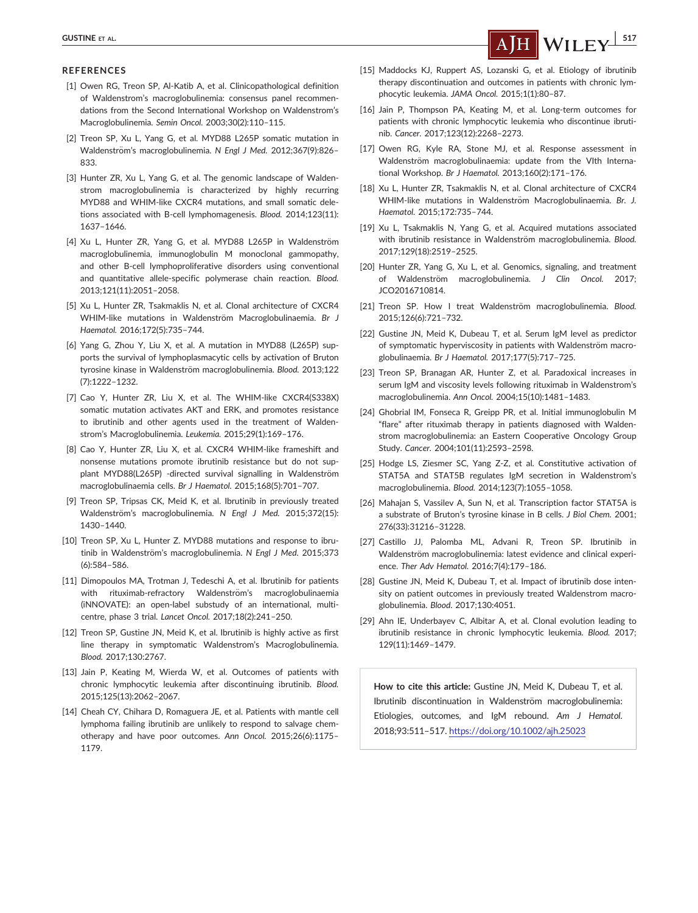## REFERENCES

[1] Owen RG, Treon SP, Al-Katib A, et al. Clinicopathological definition of Waldenstrom's macroglobulinemia: consensus panel recommendations from the Second International Workshop on Waldenstrom's Macroglobulinemia. *Semin Oncol.* 2003;30(2):110–115.

[2] Treon SP, Xu L, Yang G, et al. MYD88 L265P somatic mutation in Waldenström's macroglobulinemia. *N Engl J Med.* 2012;367(9):826–833.

[3] Hunter ZR, Xu L, Yang G, et al. The genomic landscape of Waldenstrom macroglobulinemia is characterized by highly recurring MYD88 and WHIM-like CXCR4 mutations, and small somatic deletions associated with B-cell lymphomagenesis. *Blood.* 2014;123(11):1637–1646.

[4] Xu L, Hunter ZR, Yang G, et al. MYD88 L265P in Waldenström macroglobulinemia, immunoglobulin M monoclonal gammopathy, and other B-cell lymphoproliferative disorders using conventional and quantitative allele-specific polymerase chain reaction. *Blood.* 2013;121(11):2051–2058.

[5] Xu L, Hunter ZR, Tsakmaklis N, et al. Clonal architecture of CXCR4 WHIM-like mutations in Waldenström Macroglobulinaemia. *Br J Haematol.* 2016;172(5):735–744.

[6] Yang G, Zhou Y, Liu X, et al. A mutation in MYD88 (L265P) supports the survival of lymphoplasmacytic cells by activation of Bruton tyrosine kinase in Waldenström macroglobulinemia. *Blood.* 2013;122(7):1222–1232.

[7] Cao Y, Hunter ZR, Liu X, et al. The WHIM-like CXCR4(S338X) somatic mutation activates AKT and ERK, and promotes resistance to ibrutinib and other agents used in the treatment of Waldenstrom's Macroglobulinemia. *Leukemia.* 2015;29(1):169–176.

[8] Cao Y, Hunter ZR, Liu X, et al. CXCR4 WHIM-like frameshift and nonsense mutations promote ibrutinib resistance but do not supplant MYD88(L265P) -directed survival signalling in Waldenström macroglobulinaemia cells. *Br J Haematol.* 2015;168(5):701–707.

[9] Treon SP, Tripsas CK, Meid K, et al. Ibrutinib in previously treated Waldenström's macroglobulinemia. *N Engl J Med.* 2015;372(15):1430–1440.

[10] Treon SP, Xu L, Hunter Z. MYD88 mutations and response to ibrutinib in Waldenström's macroglobulinemia. *N Engl J Med.* 2015;373(6):584–586.

[11] Dimopoulos MA, Trotman J, Tedeschi A, et al. Ibrutinib for patients with rituximab-refractory Waldenström's macroglobulinaemia (iNNOVATE): an open-label substudy of an international, multicentre, phase 3 trial. *Lancet Oncol.* 2017;18(2):241–250.

[12] Treon SP, Gustine JN, Meid K, et al. Ibrutinib is highly active as first line therapy in symptomatic Waldenstrom's Macroglobulinemia. *Blood.* 2017;130:2767.

[13] Jain P, Keating M, Wierda W, et al. Outcomes of patients with chronic lymphocytic leukemia after discontinuing ibrutinib. *Blood.* 2015;125(13):2062–2067.

[14] Cheah CY, Chihara D, Romaguera JE, et al. Patients with mantle cell lymphoma failing ibrutinib are unlikely to respond to salvage chemotherapy and have poor outcomes. *Ann Oncol.* 2015;26(6):1175–1179.

[15] Maddocks KJ, Ruppert AS, Lozanski G, et al. Etiology of ibrutinib therapy discontinuation and outcomes in patients with chronic lymphocytic leukemia. *JAMA Oncol.* 2015;1(1):80–87.

[16] Jain P, Thompson PA, Keating M, et al. Long-term outcomes for patients with chronic lymphocytic leukemia who discontinue ibrutinib. *Cancer.* 2017;123(12):2268–2273.

[17] Owen RG, Kyle RA, Stone MJ, et al. Response assessment in Waldenström macroglobulinaemia: update from the VIth International Workshop. *Br J Haematol.* 2013;160(2):171–176.

[18] Xu L, Hunter ZR, Tsakmaklis N, et al. Clonal architecture of CXCR4 WHIM-like mutations in Waldenström Macroglobulinaemia. *Br. J. Haematol.* 2015;172:735–744.

[19] Xu L, Tsakmaklis N, Yang G, et al. Acquired mutations associated with ibrutinib resistance in Waldenström macroglobulinemia. *Blood.* 2017;129(18):2519–2525.

[20] Hunter ZR, Yang G, Xu L, et al. Genomics, signaling, and treatment of Waldenström macroglobulinemia. *J Clin Oncol.* 2017;JCO2016710814.

[21] Treon SP. How I treat Waldenström macroglobulinemia. *Blood.* 2015;126(6):721–732.

[22] Gustine JN, Meid K, Dubeau T, et al. Serum IgM level as predictor of symptomatic hyperviscosity in patients with Waldenström macroglobulinaemia. *Br J Haematol.* 2017;177(5):717–725.

[23] Treon SP, Branagan AR, Hunter Z, et al. Paradoxical increases in serum IgM and viscosity levels following rituximab in Waldenstrom's macroglobulinemia. *Ann Oncol.* 2004;15(10):1481–1483.

[24] Ghobrial IM, Fonseca R, Greipp PR, et al. Initial immunoglobulin M "flare" after rituximab therapy in patients diagnosed with Waldenstrom macroglobulinemia: an Eastern Cooperative Oncology Group Study. *Cancer.* 2004;101(11):2593–2598.

[25] Hodge LS, Ziesmer SC, Yang Z-Z, et al. Constitutive activation of STAT5A and STAT5B regulates IgM secretion in Waldenstrom's macroglobulinemia. *Blood.* 2014;123(7):1055–1058.

[26] Mahajan S, Vassilev A, Sun N, et al. Transcription factor STAT5A is a substrate of Bruton's tyrosine kinase in B cells. *J Biol Chem.* 2001;276(33):31216–31228.

[27] Castillo JJ, Palomba ML, Advani R, Treon SP. Ibrutinib in Waldenström macroglobulinemia: latest evidence and clinical experience. *Ther Adv Hematol.* 2016;7(4):179–186.

[28] Gustine JN, Meid K, Dubeau T, et al. Impact of ibrutinib dose intensity on patient outcomes in previously treated Waldenstrom macroglobulinemia. *Blood.* 2017;130:4051.

[29] Ahn IE, Underbayev C, Albitar A, et al. Clonal evolution leading to ibrutinib resistance in chronic lymphocytic leukemia. *Blood.* 2017;129(11):1469–1479.

**How to cite this article:** Gustine JN, Meid K, Dubeau T, et al. Ibrutinib discontinuation in Waldenström macroglobulinemia: Etiologies, outcomes, and IgM rebound. *Am J Hematol.* 2018;93:511–517. https://doi.org/10.1002/ajh.25023